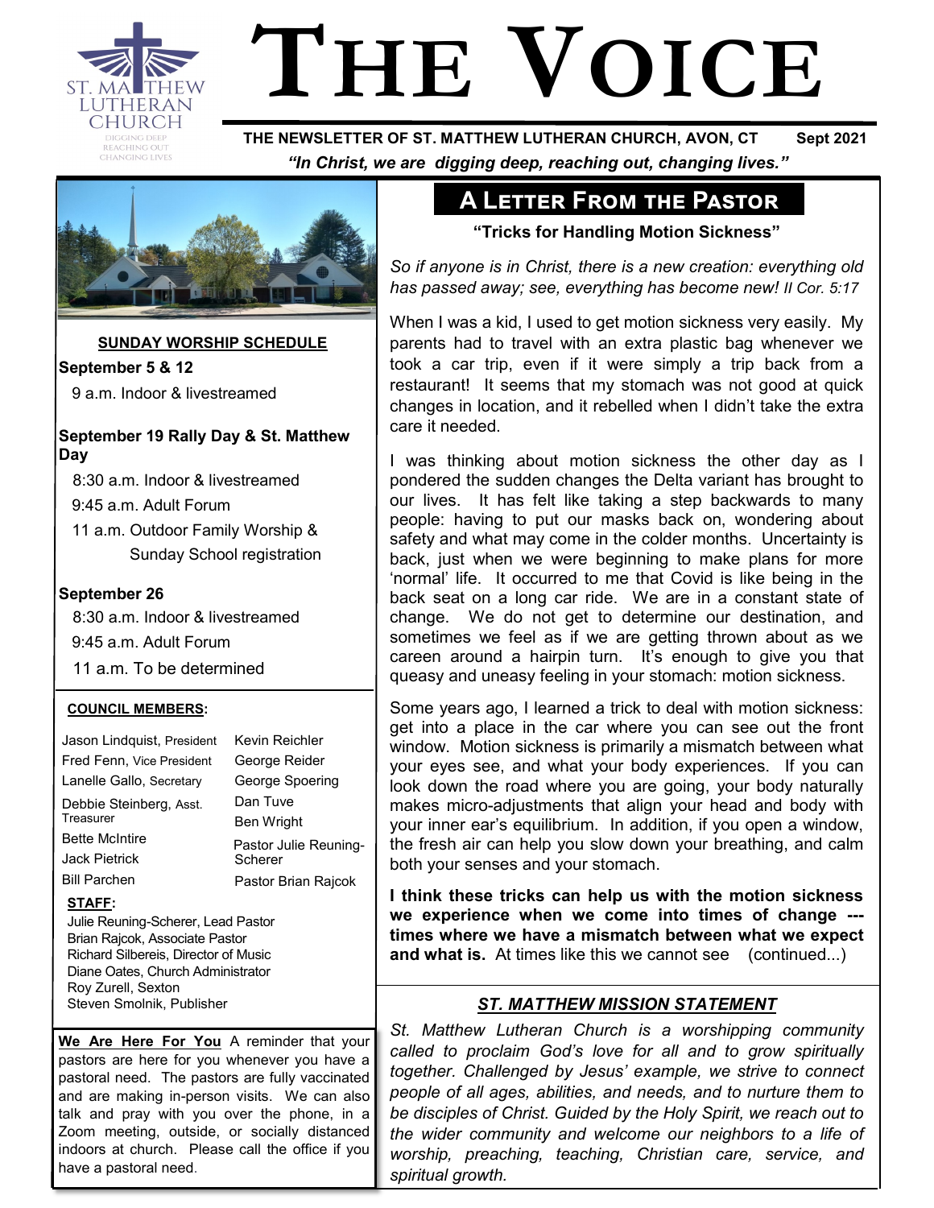ST. MATTHEW LUTHERAN CHURCH
DIGGING DEEP
REACHING OUT
CHANGING LIVES

# THE VOICE

**THE NEWSLETTER OF ST. MATTHEW LUTHERAN CHURCH, AVON, CT** **Sept 2021**

***"In Christ, we are digging deep, reaching out, changing lives."***

## SUNDAY WORSHIP SCHEDULE

**September 5 & 12**

9 a.m. Indoor & livestreamed

**September 19 Rally Day & St. Matthew Day**

8:30 a.m. Indoor & livestreamed

9:45 a.m. Adult Forum

11 a.m. Outdoor Family Worship & Sunday School registration

**September 26**

8:30 a.m. Indoor & livestreamed

9:45 a.m. Adult Forum

11 a.m. To be determined

### COUNCIL MEMBERS:

- Jason Lindquist, President
- Fred Fenn, Vice President
- Lanelle Gallo, Secretary
- Debbie Steinberg, Asst. Treasurer
- Bette McIntire
- Jack Pietrick
- Bill Parchen
- Kevin Reichler
- George Reider
- George Spoering
- Dan Tuve
- Ben Wright
- Pastor Julie Reuning-Scherer
- Pastor Brian Rajcok

### STAFF:

Julie Reuning-Scherer, Lead Pastor
Brian Rajcok, Associate Pastor
Richard Silbereis, Director of Music
Diane Oates, Church Administrator
Roy Zurell, Sexton
Steven Smolnik, Publisher

**We Are Here For You** A reminder that your pastors are here for you whenever you have a pastoral need. The pastors are fully vaccinated and are making in-person visits. We can also talk and pray with you over the phone, in a Zoom meeting, outside, or socially distanced indoors at church. Please call the office if you have a pastoral need.

## A LETTER FROM THE PASTOR

**"Tricks for Handling Motion Sickness"**

*So if anyone is in Christ, there is a new creation: everything old has passed away; see, everything has become new! II Cor. 5:17*

When I was a kid, I used to get motion sickness very easily. My parents had to travel with an extra plastic bag whenever we took a car trip, even if it were simply a trip back from a restaurant! It seems that my stomach was not good at quick changes in location, and it rebelled when I didn't take the extra care it needed.

I was thinking about motion sickness the other day as I pondered the sudden changes the Delta variant has brought to our lives. It has felt like taking a step backwards to many people: having to put our masks back on, wondering about safety and what may come in the colder months. Uncertainty is back, just when we were beginning to make plans for more 'normal' life. It occurred to me that Covid is like being in the back seat on a long car ride. We are in a constant state of change. We do not get to determine our destination, and sometimes we feel as if we are getting thrown about as we careen around a hairpin turn. It's enough to give you that queasy and uneasy feeling in your stomach: motion sickness.

Some years ago, I learned a trick to deal with motion sickness: get into a place in the car where you can see out the front window. Motion sickness is primarily a mismatch between what your eyes see, and what your body experiences. If you can look down the road where you are going, your body naturally makes micro-adjustments that align your head and body with your inner ear's equilibrium. In addition, if you open a window, the fresh air can help you slow down your breathing, and calm both your senses and your stomach.

**I think these tricks can help us with the motion sickness we experience when we come into times of change --- times where we have a mismatch between what we expect and what is.** At times like this we cannot see (continued...)

## *ST. MATTHEW MISSION STATEMENT*

*St. Matthew Lutheran Church is a worshipping community called to proclaim God's love for all and to grow spiritually together. Challenged by Jesus' example, we strive to connect people of all ages, abilities, and needs, and to nurture them to be disciples of Christ. Guided by the Holy Spirit, we reach out to the wider community and welcome our neighbors to a life of worship, preaching, teaching, Christian care, service, and spiritual growth.*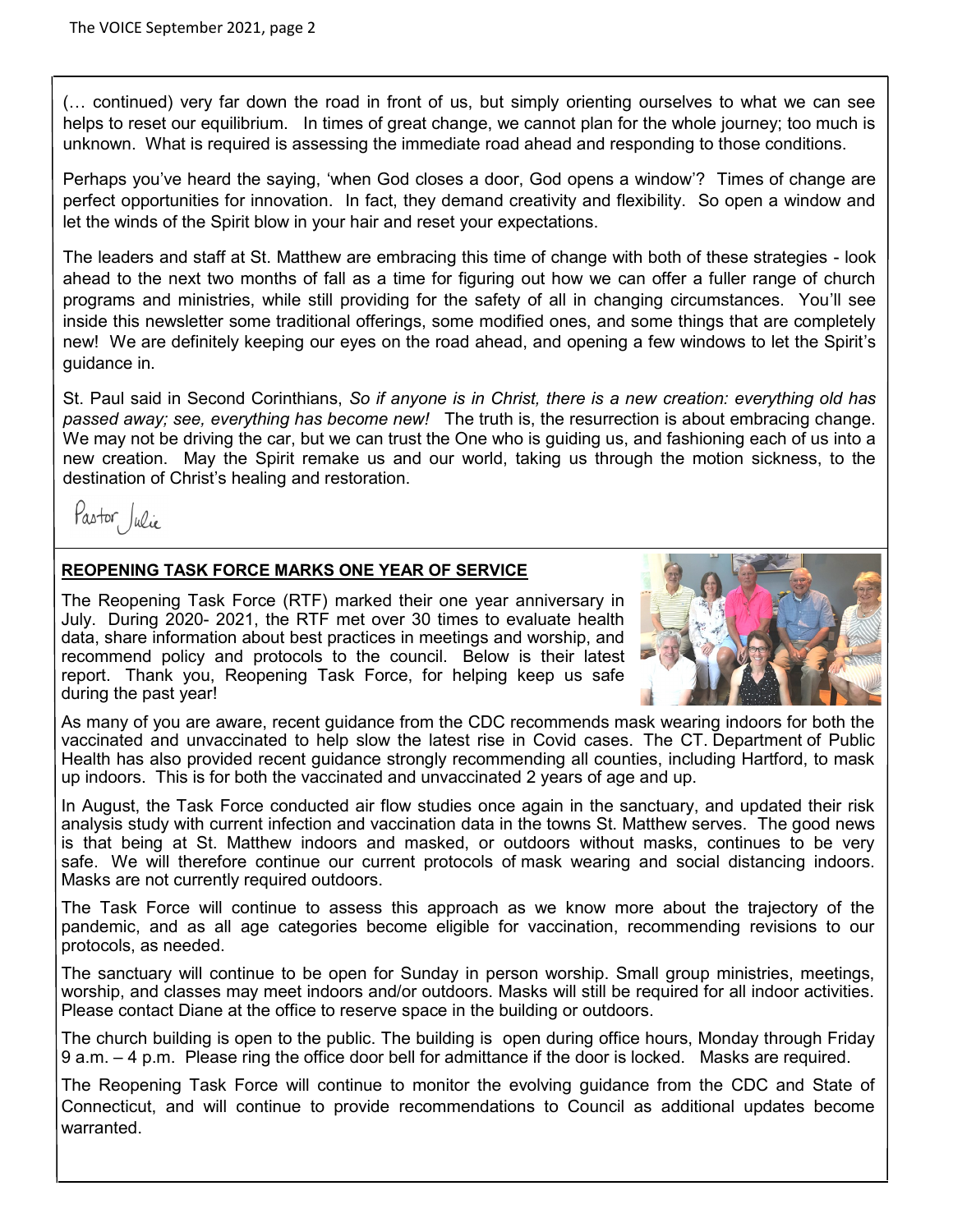(… continued) very far down the road in front of us, but simply orienting ourselves to what we can see helps to reset our equilibrium. In times of great change, we cannot plan for the whole journey; too much is unknown. What is required is assessing the immediate road ahead and responding to those conditions.

Perhaps you've heard the saying, 'when God closes a door, God opens a window'? Times of change are perfect opportunities for innovation. In fact, they demand creativity and flexibility. So open a window and let the winds of the Spirit blow in your hair and reset your expectations.

The leaders and staff at St. Matthew are embracing this time of change with both of these strategies - look ahead to the next two months of fall as a time for figuring out how we can offer a fuller range of church programs and ministries, while still providing for the safety of all in changing circumstances. You'll see inside this newsletter some traditional offerings, some modified ones, and some things that are completely new! We are definitely keeping our eyes on the road ahead, and opening a few windows to let the Spirit's guidance in.

St. Paul said in Second Corinthians, *So if anyone is in Christ, there is a new creation: everything old has passed away; see, everything has become new!* The truth is, the resurrection is about embracing change. We may not be driving the car, but we can trust the One who is guiding us, and fashioning each of us into a new creation. May the Spirit remake us and our world, taking us through the motion sickness, to the destination of Christ's healing and restoration.

Pastor Julie

## REOPENING TASK FORCE MARKS ONE YEAR OF SERVICE

The Reopening Task Force (RTF) marked their one year anniversary in July. During 2020- 2021, the RTF met over 30 times to evaluate health data, share information about best practices in meetings and worship, and recommend policy and protocols to the council. Below is their latest report. Thank you, Reopening Task Force, for helping keep us safe during the past year!

As many of you are aware, recent guidance from the CDC recommends mask wearing indoors for both the vaccinated and unvaccinated to help slow the latest rise in Covid cases. The CT. Department of Public Health has also provided recent guidance strongly recommending all counties, including Hartford, to mask up indoors. This is for both the vaccinated and unvaccinated 2 years of age and up.

In August, the Task Force conducted air flow studies once again in the sanctuary, and updated their risk analysis study with current infection and vaccination data in the towns St. Matthew serves. The good news is that being at St. Matthew indoors and masked, or outdoors without masks, continues to be very safe. We will therefore continue our current protocols of mask wearing and social distancing indoors. Masks are not currently required outdoors.

The Task Force will continue to assess this approach as we know more about the trajectory of the pandemic, and as all age categories become eligible for vaccination, recommending revisions to our protocols, as needed.

The sanctuary will continue to be open for Sunday in person worship. Small group ministries, meetings, worship, and classes may meet indoors and/or outdoors. Masks will still be required for all indoor activities. Please contact Diane at the office to reserve space in the building or outdoors.

The church building is open to the public. The building is open during office hours, Monday through Friday 9 a.m. – 4 p.m. Please ring the office door bell for admittance if the door is locked. Masks are required.

The Reopening Task Force will continue to monitor the evolving guidance from the CDC and State of Connecticut, and will continue to provide recommendations to Council as additional updates become warranted.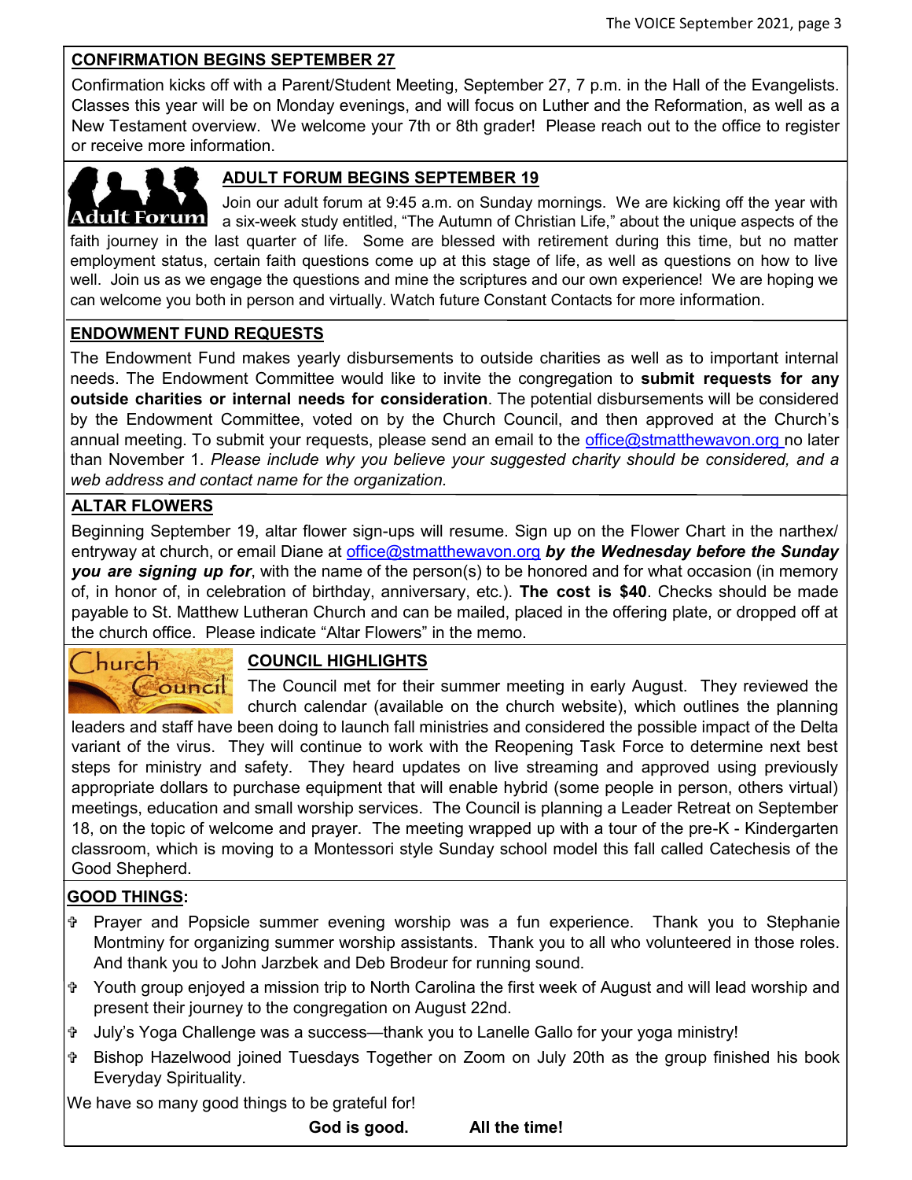## CONFIRMATION BEGINS SEPTEMBER 27

Confirmation kicks off with a Parent/Student Meeting, September 27, 7 p.m. in the Hall of the Evangelists. Classes this year will be on Monday evenings, and will focus on Luther and the Reformation, as well as a New Testament overview. We welcome your 7th or 8th grader! Please reach out to the office to register or receive more information.

## ADULT FORUM BEGINS SEPTEMBER 19

Join our adult forum at 9:45 a.m. on Sunday mornings. We are kicking off the year with a six-week study entitled, "The Autumn of Christian Life," about the unique aspects of the faith journey in the last quarter of life. Some are blessed with retirement during this time, but no matter employment status, certain faith questions come up at this stage of life, as well as questions on how to live well. Join us as we engage the questions and mine the scriptures and our own experience! We are hoping we can welcome you both in person and virtually. Watch future Constant Contacts for more information.

## ENDOWMENT FUND REQUESTS

The Endowment Fund makes yearly disbursements to outside charities as well as to important internal needs. The Endowment Committee would like to invite the congregation to **submit requests for any outside charities or internal needs for consideration**. The potential disbursements will be considered by the Endowment Committee, voted on by the Church Council, and then approved at the Church's annual meeting. To submit your requests, please send an email to the office@stmatthewavon.org no later than November 1. *Please include why you believe your suggested charity should be considered, and a web address and contact name for the organization.*

## ALTAR FLOWERS

Beginning September 19, altar flower sign-ups will resume. Sign up on the Flower Chart in the narthex/ entryway at church, or email Diane at office@stmatthewavon.org ***by the Wednesday before the Sunday you are signing up for***, with the name of the person(s) to be honored and for what occasion (in memory of, in honor of, in celebration of birthday, anniversary, etc.). **The cost is $40**. Checks should be made payable to St. Matthew Lutheran Church and can be mailed, placed in the offering plate, or dropped off at the church office. Please indicate "Altar Flowers" in the memo.

## COUNCIL HIGHLIGHTS

The Council met for their summer meeting in early August. They reviewed the church calendar (available on the church website), which outlines the planning leaders and staff have been doing to launch fall ministries and considered the possible impact of the Delta variant of the virus. They will continue to work with the Reopening Task Force to determine next best steps for ministry and safety. They heard updates on live streaming and approved using previously appropriate dollars to purchase equipment that will enable hybrid (some people in person, others virtual) meetings, education and small worship services. The Council is planning a Leader Retreat on September 18, on the topic of welcome and prayer. The meeting wrapped up with a tour of the pre-K - Kindergarten classroom, which is moving to a Montessori style Sunday school model this fall called Catechesis of the Good Shepherd.

## GOOD THINGS:

- Prayer and Popsicle summer evening worship was a fun experience. Thank you to Stephanie Montminy for organizing summer worship assistants. Thank you to all who volunteered in those roles. And thank you to John Jarzbek and Deb Brodeur for running sound.
- Youth group enjoyed a mission trip to North Carolina the first week of August and will lead worship and present their journey to the congregation on August 22nd.
- July's Yoga Challenge was a success—thank you to Lanelle Gallo for your yoga ministry!
- Bishop Hazelwood joined Tuesdays Together on Zoom on July 20th as the group finished his book Everyday Spirituality.

We have so many good things to be grateful for!

**God is good. All the time!**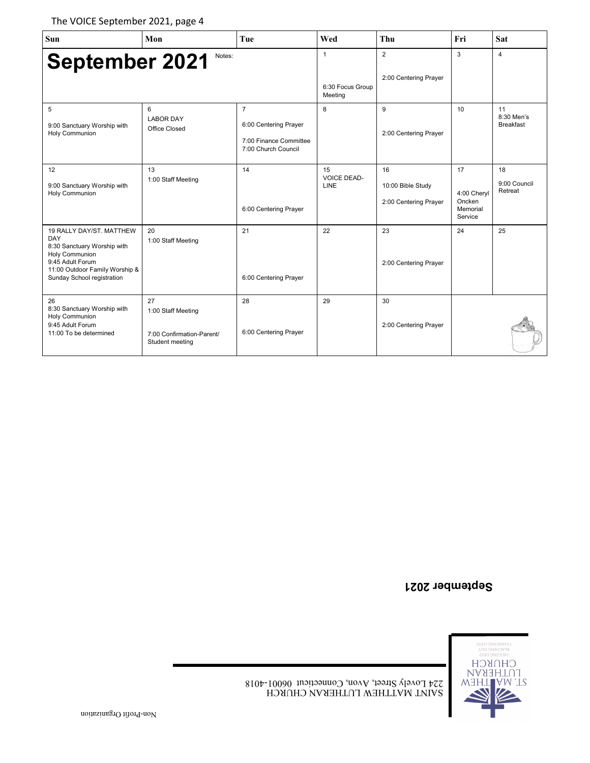| Sun | Mon | Tue | Wed | Thu | Fri | Sat |
|---|---|---|---|---|---|---|
| **September 2021** Notes: | | | 1<br>6:30 Focus Group Meeting | 2<br>2:00 Centering Prayer | 3 | 4 |
| 5<br>9:00 Sanctuary Worship with Holy Communion | 6<br>LABOR DAY<br>Office Closed | 7<br>6:00 Centering Prayer<br>7:00 Finance Committee<br>7:00 Church Council | 8 | 9<br>2:00 Centering Prayer | 10 | 11<br>8:30 Men's Breakfast |
| 12<br>9:00 Sanctuary Worship with Holy Communion | 13<br>1:00 Staff Meeting | 14<br>6:00 Centering Prayer | 15<br>VOICE DEAD-LINE | 16<br>10:00 Bible Study<br>2:00 Centering Prayer | 17<br>4:00 Cheryl Oncken Memorial Service | 18<br>9:00 Council Retreat |
| 19 RALLY DAY/ST. MATTHEW DAY<br>8:30 Sanctuary Worship with Holy Communion<br>9:45 Adult Forum<br>11:00 Outdoor Family Worship & Sunday School registration | 20<br>1:00 Staff Meeting | 21<br>6:00 Centering Prayer | 22 | 23<br>2:00 Centering Prayer | 24 | 25 |
| 26<br>8:30 Sanctuary Worship with Holy Communion<br>9:45 Adult Forum<br>11:00 To be determined | 27<br>1:00 Staff Meeting<br>7:00 Confirmation-Parent/ Student meeting | 28<br>6:00 Centering Prayer | 29 | 30<br>2:00 Centering Prayer | | |

**September 2021**

ST. MATTHEW LUTHERAN CHURCH
DIGGING DEEP
REACHING OUT
CHANGING LIVES

SAINT MATTHEW LUTHERAN CHURCH
224 Lovely Street, Avon, Connecticut 06001-4018

Non-Profit Organization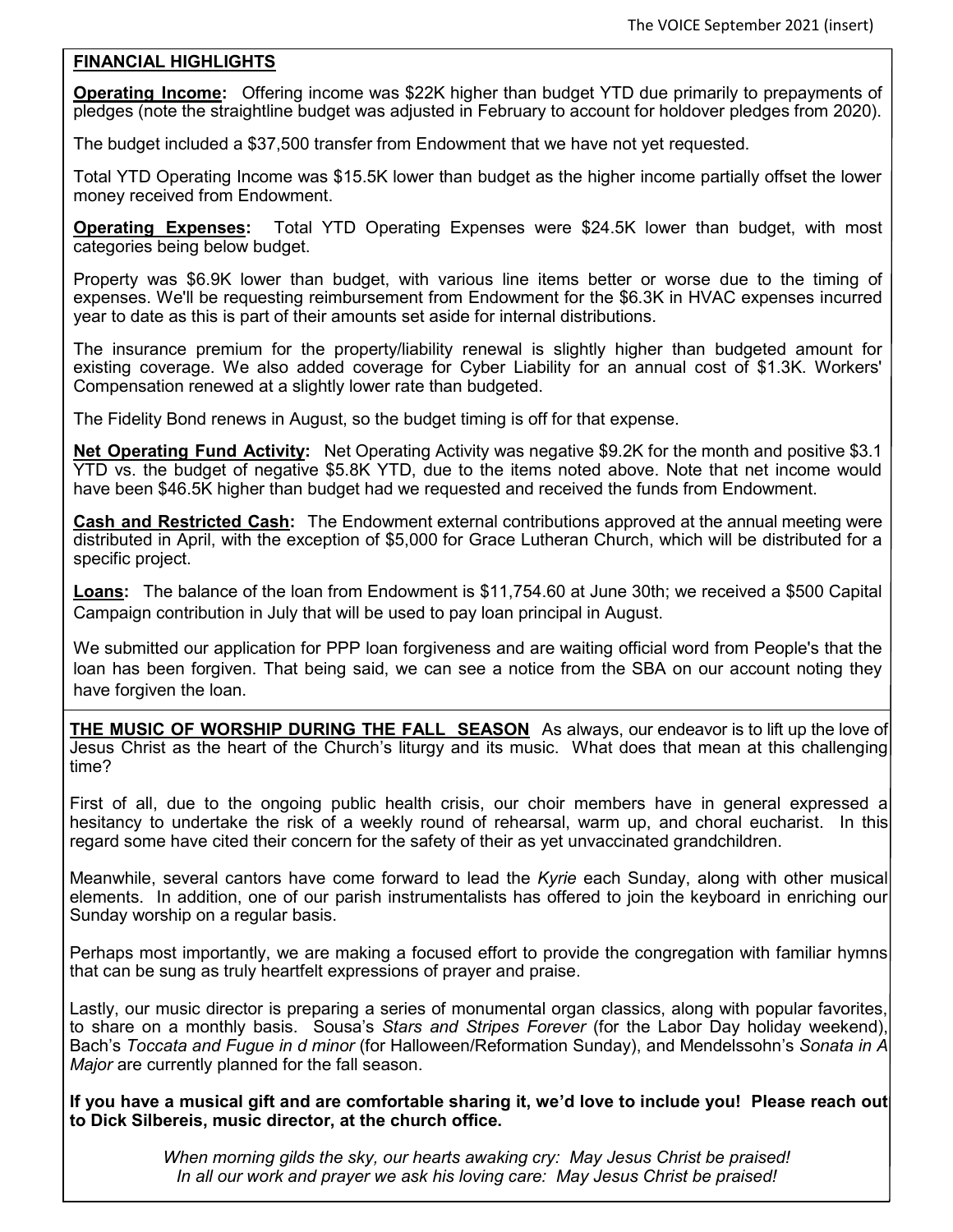## FINANCIAL HIGHLIGHTS

**Operating Income:** Offering income was $22K higher than budget YTD due primarily to prepayments of pledges (note the straightline budget was adjusted in February to account for holdover pledges from 2020).

The budget included a $37,500 transfer from Endowment that we have not yet requested.

Total YTD Operating Income was $15.5K lower than budget as the higher income partially offset the lower money received from Endowment.

**Operating Expenses:** Total YTD Operating Expenses were $24.5K lower than budget, with most categories being below budget.

Property was $6.9K lower than budget, with various line items better or worse due to the timing of expenses. We'll be requesting reimbursement from Endowment for the $6.3K in HVAC expenses incurred year to date as this is part of their amounts set aside for internal distributions.

The insurance premium for the property/liability renewal is slightly higher than budgeted amount for existing coverage. We also added coverage for Cyber Liability for an annual cost of $1.3K. Workers' Compensation renewed at a slightly lower rate than budgeted.

The Fidelity Bond renews in August, so the budget timing is off for that expense.

**Net Operating Fund Activity:** Net Operating Activity was negative $9.2K for the month and positive $3.1 YTD vs. the budget of negative $5.8K YTD, due to the items noted above. Note that net income would have been $46.5K higher than budget had we requested and received the funds from Endowment.

**Cash and Restricted Cash:** The Endowment external contributions approved at the annual meeting were distributed in April, with the exception of $5,000 for Grace Lutheran Church, which will be distributed for a specific project.

**Loans:** The balance of the loan from Endowment is $11,754.60 at June 30th; we received a $500 Capital Campaign contribution in July that will be used to pay loan principal in August.

We submitted our application for PPP loan forgiveness and are waiting official word from People's that the loan has been forgiven. That being said, we can see a notice from the SBA on our account noting they have forgiven the loan.

**THE MUSIC OF WORSHIP DURING THE FALL SEASON** As always, our endeavor is to lift up the love of Jesus Christ as the heart of the Church's liturgy and its music. What does that mean at this challenging time?

First of all, due to the ongoing public health crisis, our choir members have in general expressed a hesitancy to undertake the risk of a weekly round of rehearsal, warm up, and choral eucharist. In this regard some have cited their concern for the safety of their as yet unvaccinated grandchildren.

Meanwhile, several cantors have come forward to lead the *Kyrie* each Sunday, along with other musical elements. In addition, one of our parish instrumentalists has offered to join the keyboard in enriching our Sunday worship on a regular basis.

Perhaps most importantly, we are making a focused effort to provide the congregation with familiar hymns that can be sung as truly heartfelt expressions of prayer and praise.

Lastly, our music director is preparing a series of monumental organ classics, along with popular favorites, to share on a monthly basis. Sousa's *Stars and Stripes Forever* (for the Labor Day holiday weekend), Bach's *Toccata and Fugue in d minor* (for Halloween/Reformation Sunday), and Mendelssohn's *Sonata in A Major* are currently planned for the fall season.

**If you have a musical gift and are comfortable sharing it, we'd love to include you! Please reach out to Dick Silbereis, music director, at the church office.**

*When morning gilds the sky, our hearts awaking cry: May Jesus Christ be praised!*
*In all our work and prayer we ask his loving care: May Jesus Christ be praised!*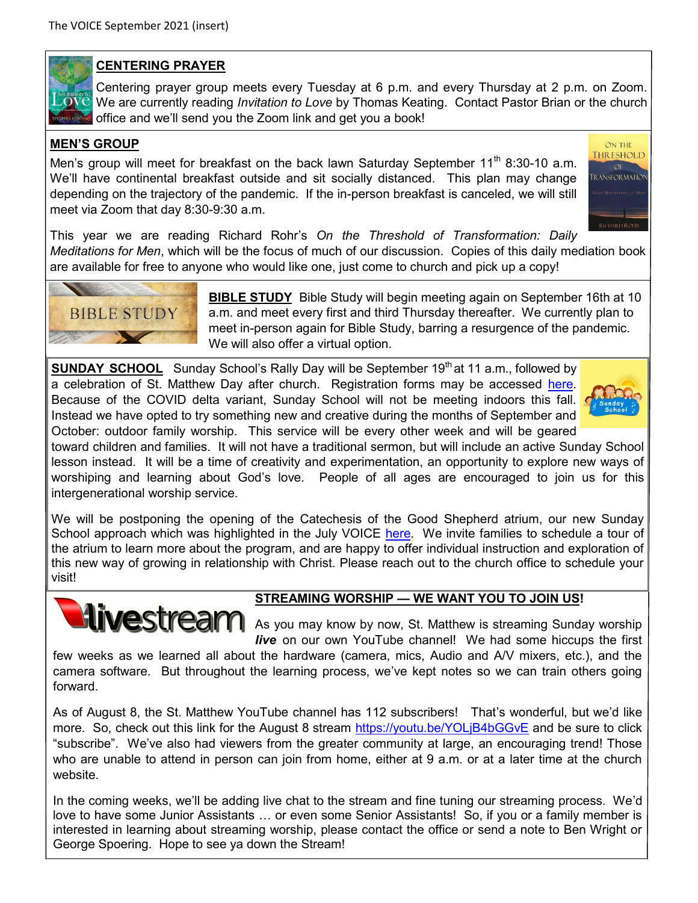The VOICE September 2021 (insert)

## CENTERING PRAYER

Centering prayer group meets every Tuesday at 6 p.m. and every Thursday at 2 p.m. on Zoom. We are currently reading *Invitation to Love* by Thomas Keating. Contact Pastor Brian or the church office and we'll send you the Zoom link and get you a book!

## MEN'S GROUP

Men's group will meet for breakfast on the back lawn Saturday September 11th 8:30-10 a.m. We'll have continental breakfast outside and sit socially distanced. This plan may change depending on the trajectory of the pandemic. If the in-person breakfast is canceled, we will still meet via Zoom that day 8:30-9:30 a.m.

This year we are reading Richard Rohr's *On the Threshold of Transformation: Daily Meditations for Men*, which will be the focus of much of our discussion. Copies of this daily mediation book are available for free to anyone who would like one, just come to church and pick up a copy!

**BIBLE STUDY** Bible Study will begin meeting again on September 16th at 10 a.m. and meet every first and third Thursday thereafter. We currently plan to meet in-person again for Bible Study, barring a resurgence of the pandemic. We will also offer a virtual option.

**SUNDAY SCHOOL** Sunday School's Rally Day will be September 19th at 11 a.m., followed by a celebration of St. Matthew Day after church. Registration forms may be accessed here. Because of the COVID delta variant, Sunday School will not be meeting indoors this fall. Instead we have opted to try something new and creative during the months of September and October: outdoor family worship. This service will be every other week and will be geared toward children and families. It will not have a traditional sermon, but will include an active Sunday School lesson instead. It will be a time of creativity and experimentation, an opportunity to explore new ways of worshiping and learning about God's love. People of all ages are encouraged to join us for this intergenerational worship service.

We will be postponing the opening of the Catechesis of the Good Shepherd atrium, our new Sunday School approach which was highlighted in the July VOICE here. We invite families to schedule a tour of the atrium to learn more about the program, and are happy to offer individual instruction and exploration of this new way of growing in relationship with Christ. Please reach out to the church office to schedule your visit!

## STREAMING WORSHIP — WE WANT YOU TO JOIN US!

As you may know by now, St. Matthew is streaming Sunday worship ***live*** on our own YouTube channel! We had some hiccups the first few weeks as we learned all about the hardware (camera, mics, Audio and A/V mixers, etc.), and the camera software. But throughout the learning process, we've kept notes so we can train others going forward.

As of August 8, the St. Matthew YouTube channel has 112 subscribers! That's wonderful, but we'd like more. So, check out this link for the August 8 stream https://youtu.be/YOLjB4bGGvE and be sure to click "subscribe". We've also had viewers from the greater community at large, an encouraging trend! Those who are unable to attend in person can join from home, either at 9 a.m. or at a later time at the church website.

In the coming weeks, we'll be adding live chat to the stream and fine tuning our streaming process. We'd love to have some Junior Assistants … or even some Senior Assistants! So, if you or a family member is interested in learning about streaming worship, please contact the office or send a note to Ben Wright or George Spoering. Hope to see ya down the Stream!